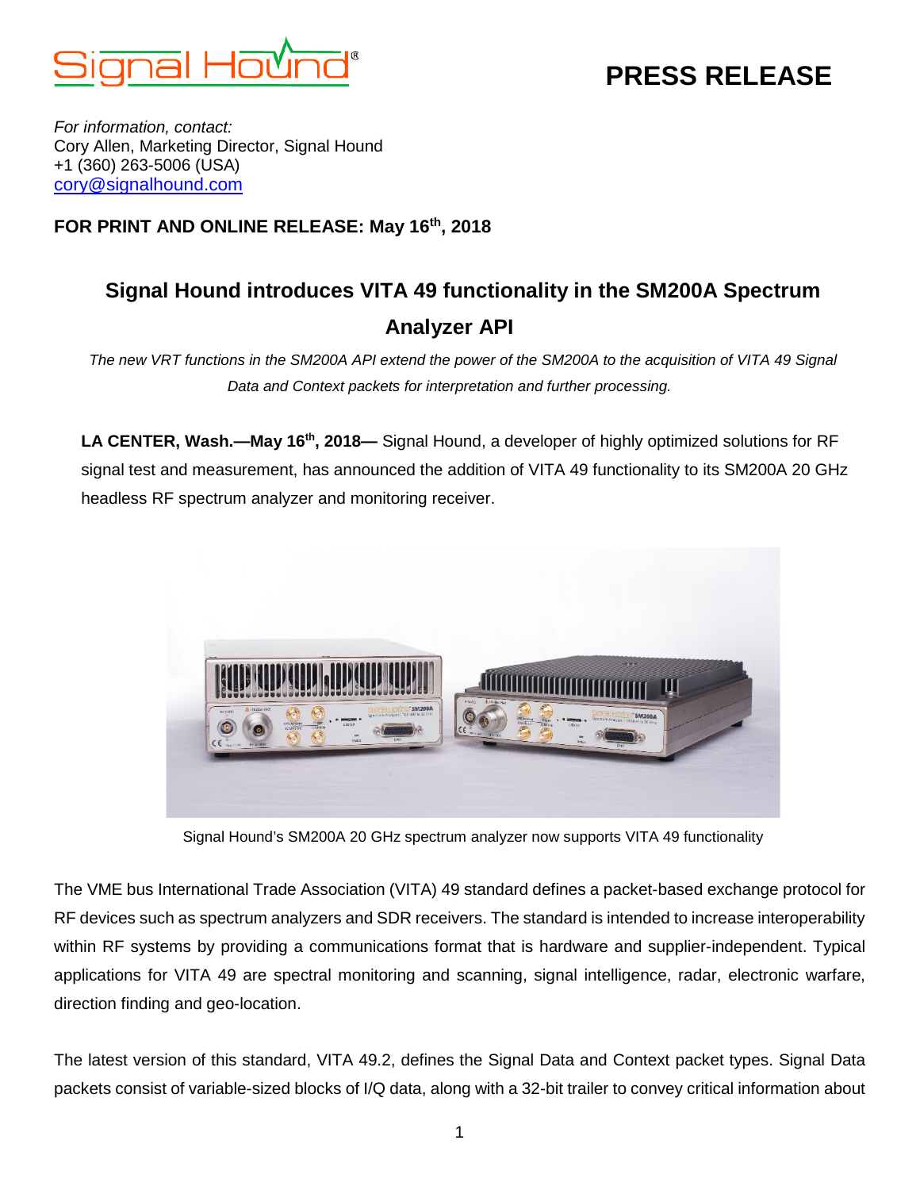# PRESS RELEASE

*For information, contact:*
Cory Allen, Marketing Director, Signal Hound
+1 (360) 263-5006 (USA)
[cory@signalhound.com](mailto:cory@signalhound.com)

**FOR PRINT AND ONLINE RELEASE: May 16th, 2018**

## Signal Hound introduces VITA 49 functionality in the SM200A Spectrum Analyzer API

*The new VRT functions in the SM200A API extend the power of the SM200A to the acquisition of VITA 49 Signal Data and Context packets for interpretation and further processing.*

**LA CENTER, Wash.—May 16th, 2018—** Signal Hound, a developer of highly optimized solutions for RF signal test and measurement, has announced the addition of VITA 49 functionality to its SM200A 20 GHz headless RF spectrum analyzer and monitoring receiver.

Signal Hound's SM200A 20 GHz spectrum analyzer now supports VITA 49 functionality

The VME bus International Trade Association (VITA) 49 standard defines a packet-based exchange protocol for RF devices such as spectrum analyzers and SDR receivers. The standard is intended to increase interoperability within RF systems by providing a communications format that is hardware and supplier-independent. Typical applications for VITA 49 are spectral monitoring and scanning, signal intelligence, radar, electronic warfare, direction finding and geo-location.

The latest version of this standard, VITA 49.2, defines the Signal Data and Context packet types. Signal Data packets consist of variable-sized blocks of I/Q data, along with a 32-bit trailer to convey critical information about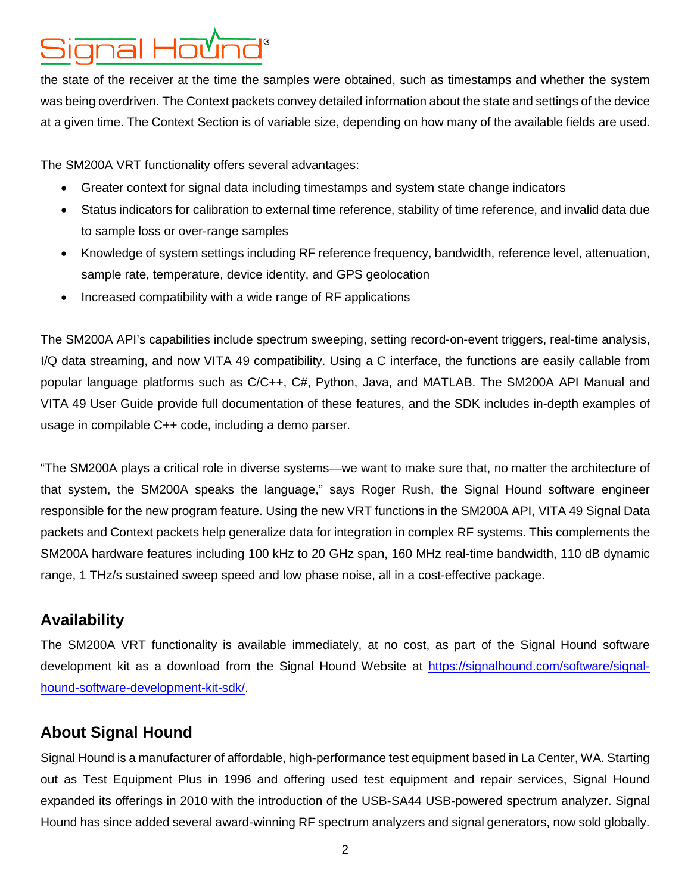the state of the receiver at the time the samples were obtained, such as timestamps and whether the system was being overdriven. The Context packets convey detailed information about the state and settings of the device at a given time. The Context Section is of variable size, depending on how many of the available fields are used.

The SM200A VRT functionality offers several advantages:

- Greater context for signal data including timestamps and system state change indicators
- Status indicators for calibration to external time reference, stability of time reference, and invalid data due to sample loss or over-range samples
- Knowledge of system settings including RF reference frequency, bandwidth, reference level, attenuation, sample rate, temperature, device identity, and GPS geolocation
- Increased compatibility with a wide range of RF applications

The SM200A API's capabilities include spectrum sweeping, setting record-on-event triggers, real-time analysis, I/Q data streaming, and now VITA 49 compatibility. Using a C interface, the functions are easily callable from popular language platforms such as C/C++, C#, Python, Java, and MATLAB. The SM200A API Manual and VITA 49 User Guide provide full documentation of these features, and the SDK includes in-depth examples of usage in compilable C++ code, including a demo parser.

"The SM200A plays a critical role in diverse systems—we want to make sure that, no matter the architecture of that system, the SM200A speaks the language," says Roger Rush, the Signal Hound software engineer responsible for the new program feature. Using the new VRT functions in the SM200A API, VITA 49 Signal Data packets and Context packets help generalize data for integration in complex RF systems. This complements the SM200A hardware features including 100 kHz to 20 GHz span, 160 MHz real-time bandwidth, 110 dB dynamic range, 1 THz/s sustained sweep speed and low phase noise, all in a cost-effective package.

## Availability

The SM200A VRT functionality is available immediately, at no cost, as part of the Signal Hound software development kit as a download from the Signal Hound Website at [https://signalhound.com/software/signal-hound-software-development-kit-sdk/](https://signalhound.com/software/signal-hound-software-development-kit-sdk/).

## About Signal Hound

Signal Hound is a manufacturer of affordable, high-performance test equipment based in La Center, WA. Starting out as Test Equipment Plus in 1996 and offering used test equipment and repair services, Signal Hound expanded its offerings in 2010 with the introduction of the USB-SA44 USB-powered spectrum analyzer. Signal Hound has since added several award-winning RF spectrum analyzers and signal generators, now sold globally.